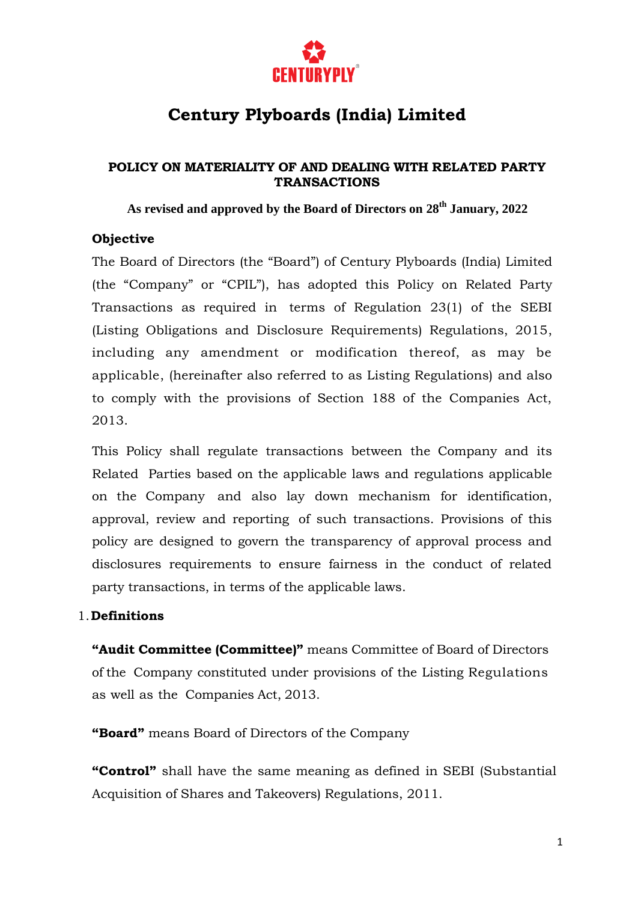# Century Plyboards (India) Limited

## POLICY ON MATERIALITY OF AND DEALING WITH RELATED PARTY TRANSACTIONS

**As revised and approved by the Board of Directors on 28th January, 2022**

### Objective

The Board of Directors (the "Board") of Century Plyboards (India) Limited (the "Company" or "CPIL"), has adopted this Policy on Related Party Transactions as required in terms of Regulation 23(1) of the SEBI (Listing Obligations and Disclosure Requirements) Regulations, 2015, including any amendment or modification thereof, as may be applicable, (hereinafter also referred to as Listing Regulations) and also to comply with the provisions of Section 188 of the Companies Act, 2013.

This Policy shall regulate transactions between the Company and its Related Parties based on the applicable laws and regulations applicable on the Company and also lay down mechanism for identification, approval, review and reporting of such transactions. Provisions of this policy are designed to govern the transparency of approval process and disclosures requirements to ensure fairness in the conduct of related party transactions, in terms of the applicable laws.

1. **Definitions**

**"Audit Committee (Committee)"** means Committee of Board of Directors of the Company constituted under provisions of the Listing Regulations as well as the Companies Act, 2013.

**"Board"** means Board of Directors of the Company

**"Control"** shall have the same meaning as defined in SEBI (Substantial Acquisition of Shares and Takeovers) Regulations, 2011.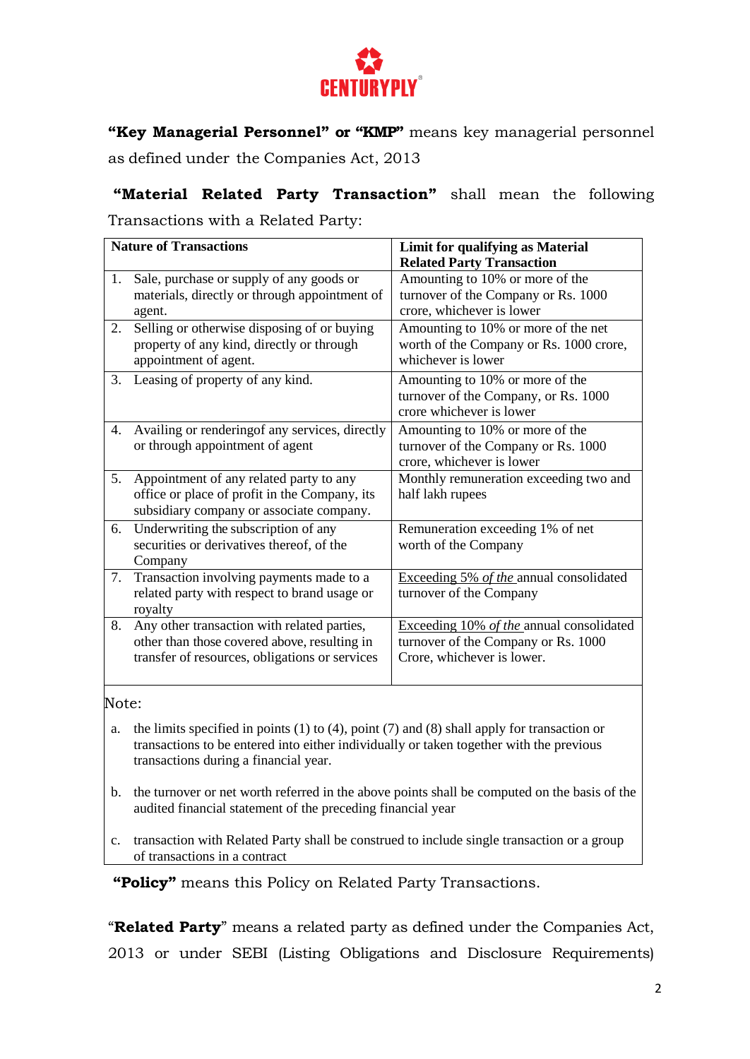**"Key Managerial Personnel" or "KMP"** means key managerial personnel as defined under the Companies Act, 2013

**"Material Related Party Transaction"** shall mean the following Transactions with a Related Party:

| Nature of Transactions | Limit for qualifying as Material Related Party Transaction |
|---|---|
| 1. Sale, purchase or supply of any goods or materials, directly or through appointment of agent. | Amounting to 10% or more of the turnover of the Company or Rs. 1000 crore, whichever is lower |
| 2. Selling or otherwise disposing of or buying property of any kind, directly or through appointment of agent. | Amounting to 10% or more of the net worth of the Company or Rs. 1000 crore, whichever is lower |
| 3. Leasing of property of any kind. | Amounting to 10% or more of the turnover of the Company, or Rs. 1000 crore whichever is lower |
| 4. Availing or renderingof any services, directly or through appointment of agent | Amounting to 10% or more of the turnover of the Company or Rs. 1000 crore, whichever is lower |
| 5. Appointment of any related party to any office or place of profit in the Company, its subsidiary company or associate company. | Monthly remuneration exceeding two and half lakh rupees |
| 6. Underwriting the subscription of any securities or derivatives thereof, of the Company | Remuneration exceeding 1% of net worth of the Company |
| 7. Transaction involving payments made to a related party with respect to brand usage or royalty | Exceeding 5% *of the* annual consolidated turnover of the Company |
| 8. Any other transaction with related parties, other than those covered above, resulting in transfer of resources, obligations or services | Exceeding 10% *of the* annual consolidated turnover of the Company or Rs. 1000 Crore, whichever is lower. |

Note:

a. the limits specified in points (1) to (4), point (7) and (8) shall apply for transaction or transactions to be entered into either individually or taken together with the previous transactions during a financial year.

b. the turnover or net worth referred in the above points shall be computed on the basis of the audited financial statement of the preceding financial year

c. transaction with Related Party shall be construed to include single transaction or a group of transactions in a contract

**"Policy"** means this Policy on Related Party Transactions.

"**Related Party**" means a related party as defined under the Companies Act, 2013 or under SEBI (Listing Obligations and Disclosure Requirements)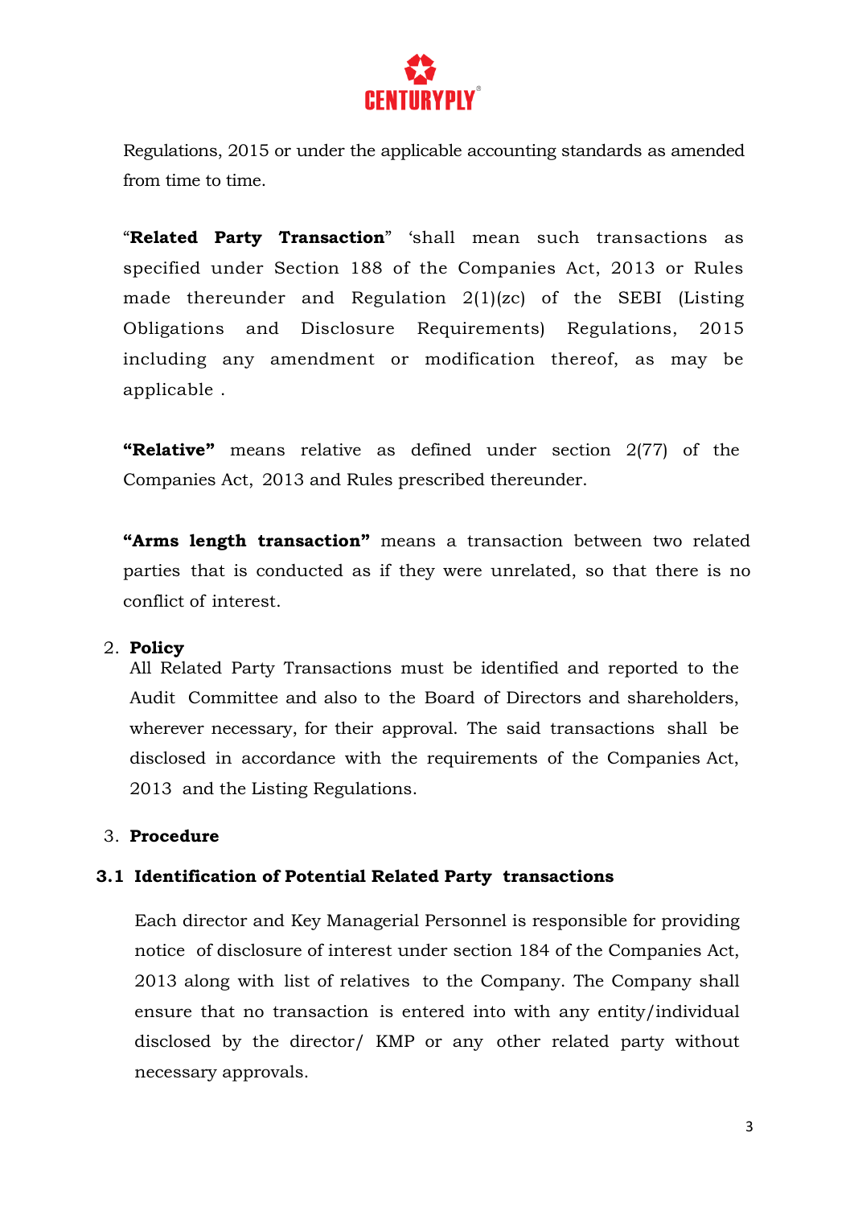Regulations, 2015 or under the applicable accounting standards as amended from time to time.

"**Related Party Transaction**" 'shall mean such transactions as specified under Section 188 of the Companies Act, 2013 or Rules made thereunder and Regulation 2(1)(zc) of the SEBI (Listing Obligations and Disclosure Requirements) Regulations, 2015 including any amendment or modification thereof, as may be applicable .

**"Relative"** means relative as defined under section 2(77) of the Companies Act, 2013 and Rules prescribed thereunder.

**"Arms length transaction"** means a transaction between two related parties that is conducted as if they were unrelated, so that there is no conflict of interest.

2. **Policy**

   All Related Party Transactions must be identified and reported to the Audit Committee and also to the Board of Directors and shareholders, wherever necessary, for their approval. The said transactions shall be disclosed in accordance with the requirements of the Companies Act, 2013 and the Listing Regulations.

3. **Procedure**

**3.1 Identification of Potential Related Party transactions**

Each director and Key Managerial Personnel is responsible for providing notice of disclosure of interest under section 184 of the Companies Act, 2013 along with list of relatives to the Company. The Company shall ensure that no transaction is entered into with any entity/individual disclosed by the director/ KMP or any other related party without necessary approvals.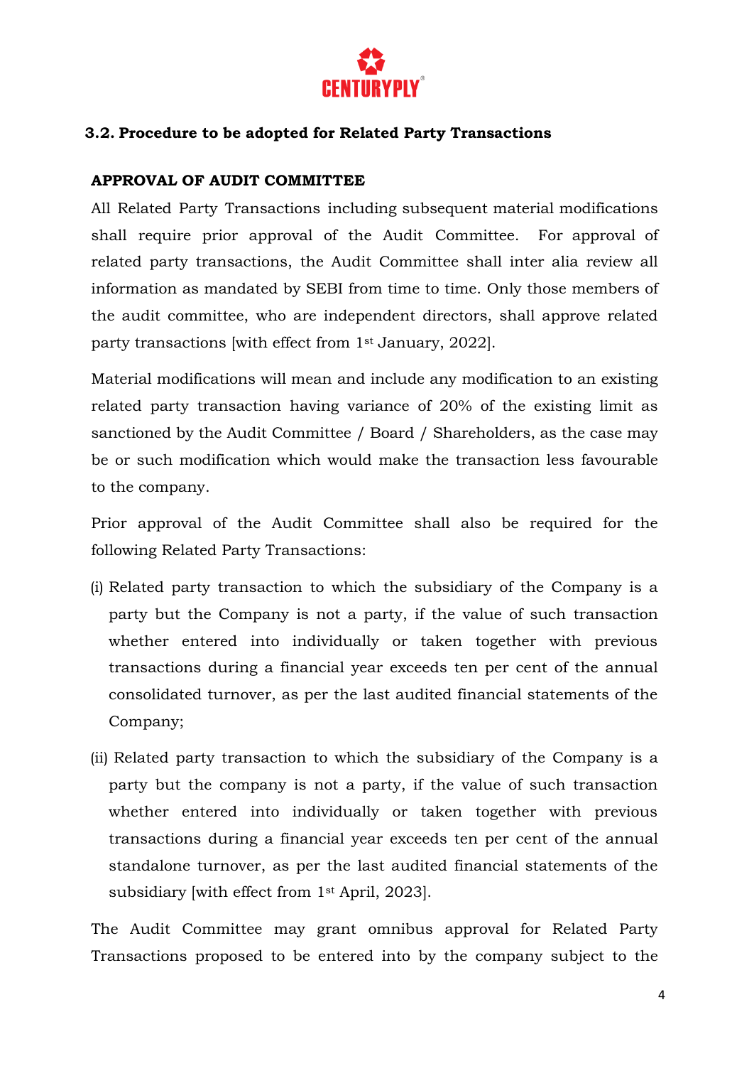### 3.2. Procedure to be adopted for Related Party Transactions

**APPROVAL OF AUDIT COMMITTEE**

All Related Party Transactions including subsequent material modifications shall require prior approval of the Audit Committee. For approval of related party transactions, the Audit Committee shall inter alia review all information as mandated by SEBI from time to time. Only those members of the audit committee, who are independent directors, shall approve related party transactions [with effect from 1st January, 2022].

Material modifications will mean and include any modification to an existing related party transaction having variance of 20% of the existing limit as sanctioned by the Audit Committee / Board / Shareholders, as the case may be or such modification which would make the transaction less favourable to the company.

Prior approval of the Audit Committee shall also be required for the following Related Party Transactions:

(i) Related party transaction to which the subsidiary of the Company is a party but the Company is not a party, if the value of such transaction whether entered into individually or taken together with previous transactions during a financial year exceeds ten per cent of the annual consolidated turnover, as per the last audited financial statements of the Company;

(ii) Related party transaction to which the subsidiary of the Company is a party but the company is not a party, if the value of such transaction whether entered into individually or taken together with previous transactions during a financial year exceeds ten per cent of the annual standalone turnover, as per the last audited financial statements of the subsidiary [with effect from 1st April, 2023].

The Audit Committee may grant omnibus approval for Related Party Transactions proposed to be entered into by the company subject to the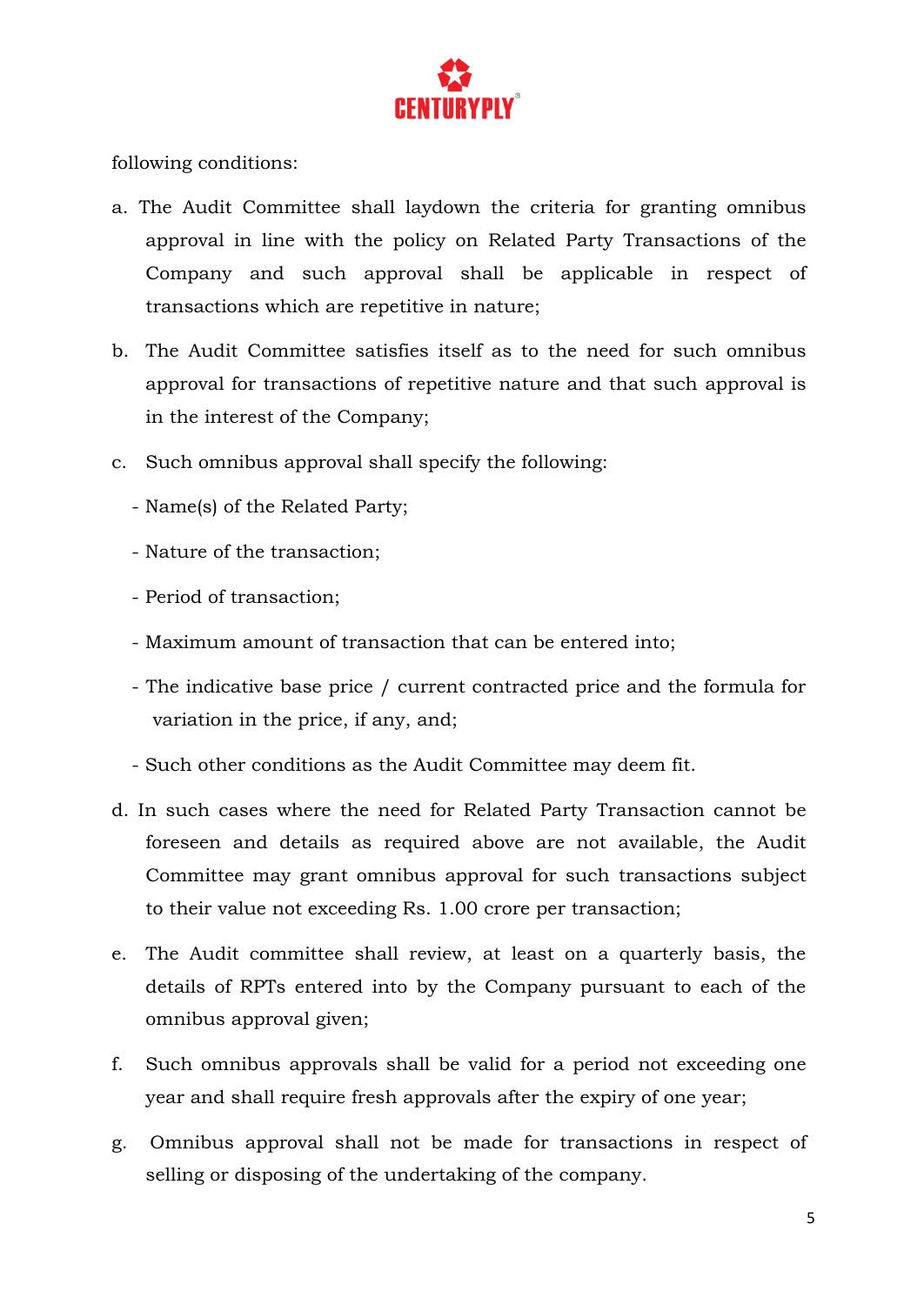following conditions:

a. The Audit Committee shall laydown the criteria for granting omnibus approval in line with the policy on Related Party Transactions of the Company and such approval shall be applicable in respect of transactions which are repetitive in nature;

b. The Audit Committee satisfies itself as to the need for such omnibus approval for transactions of repetitive nature and that such approval is in the interest of the Company;

c. Such omnibus approval shall specify the following:

   - Name(s) of the Related Party;
   - Nature of the transaction;
   - Period of transaction;
   - Maximum amount of transaction that can be entered into;
   - The indicative base price / current contracted price and the formula for variation in the price, if any, and;
   - Such other conditions as the Audit Committee may deem fit.

d. In such cases where the need for Related Party Transaction cannot be foreseen and details as required above are not available, the Audit Committee may grant omnibus approval for such transactions subject to their value not exceeding Rs. 1.00 crore per transaction;

e. The Audit committee shall review, at least on a quarterly basis, the details of RPTs entered into by the Company pursuant to each of the omnibus approval given;

f. Such omnibus approvals shall be valid for a period not exceeding one year and shall require fresh approvals after the expiry of one year;

g. Omnibus approval shall not be made for transactions in respect of selling or disposing of the undertaking of the company.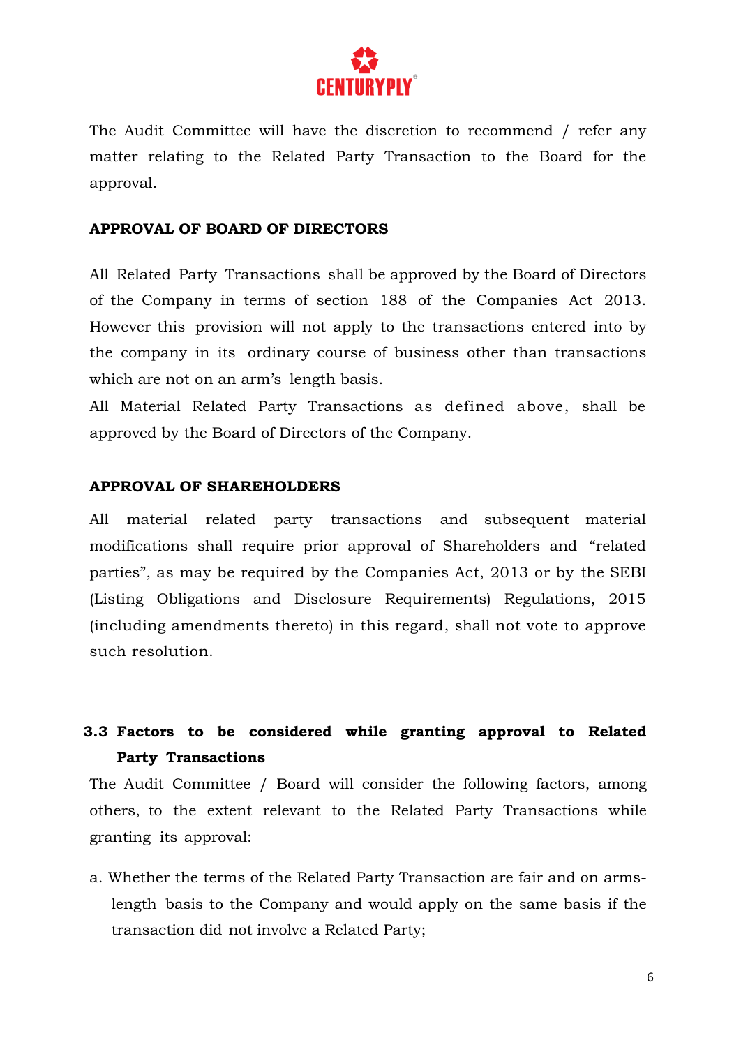The Audit Committee will have the discretion to recommend / refer any matter relating to the Related Party Transaction to the Board for the approval.

**APPROVAL OF BOARD OF DIRECTORS**

All Related Party Transactions shall be approved by the Board of Directors of the Company in terms of section 188 of the Companies Act 2013. However this provision will not apply to the transactions entered into by the company in its ordinary course of business other than transactions which are not on an arm's length basis.

All Material Related Party Transactions as defined above, shall be approved by the Board of Directors of the Company.

**APPROVAL OF SHAREHOLDERS**

All material related party transactions and subsequent material modifications shall require prior approval of Shareholders and "related parties", as may be required by the Companies Act, 2013 or by the SEBI (Listing Obligations and Disclosure Requirements) Regulations, 2015 (including amendments thereto) in this regard, shall not vote to approve such resolution.

## 3.3 Factors to be considered while granting approval to Related Party Transactions

The Audit Committee / Board will consider the following factors, among others, to the extent relevant to the Related Party Transactions while granting its approval:

a. Whether the terms of the Related Party Transaction are fair and on arms-length basis to the Company and would apply on the same basis if the transaction did not involve a Related Party;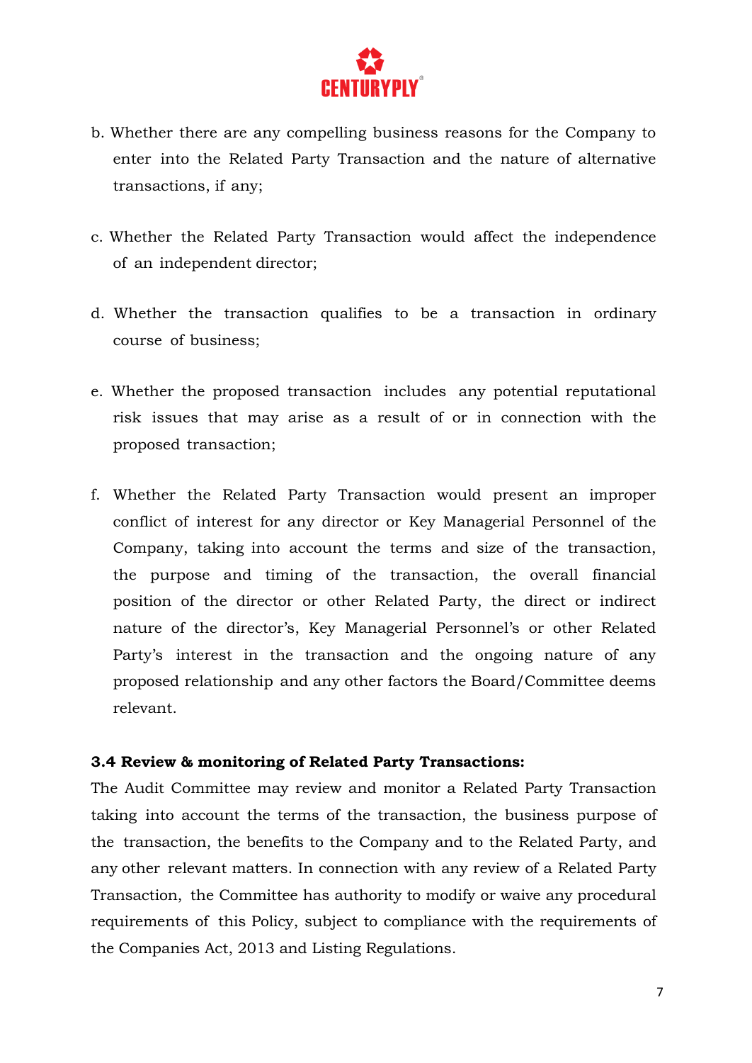b. Whether there are any compelling business reasons for the Company to enter into the Related Party Transaction and the nature of alternative transactions, if any;

c. Whether the Related Party Transaction would affect the independence of an independent director;

d. Whether the transaction qualifies to be a transaction in ordinary course of business;

e. Whether the proposed transaction includes any potential reputational risk issues that may arise as a result of or in connection with the proposed transaction;

f. Whether the Related Party Transaction would present an improper conflict of interest for any director or Key Managerial Personnel of the Company, taking into account the terms and size of the transaction, the purpose and timing of the transaction, the overall financial position of the director or other Related Party, the direct or indirect nature of the director's, Key Managerial Personnel's or other Related Party's interest in the transaction and the ongoing nature of any proposed relationship and any other factors the Board/Committee deems relevant.

**3.4 Review & monitoring of Related Party Transactions:**

The Audit Committee may review and monitor a Related Party Transaction taking into account the terms of the transaction, the business purpose of the transaction, the benefits to the Company and to the Related Party, and any other relevant matters. In connection with any review of a Related Party Transaction, the Committee has authority to modify or waive any procedural requirements of this Policy, subject to compliance with the requirements of the Companies Act, 2013 and Listing Regulations.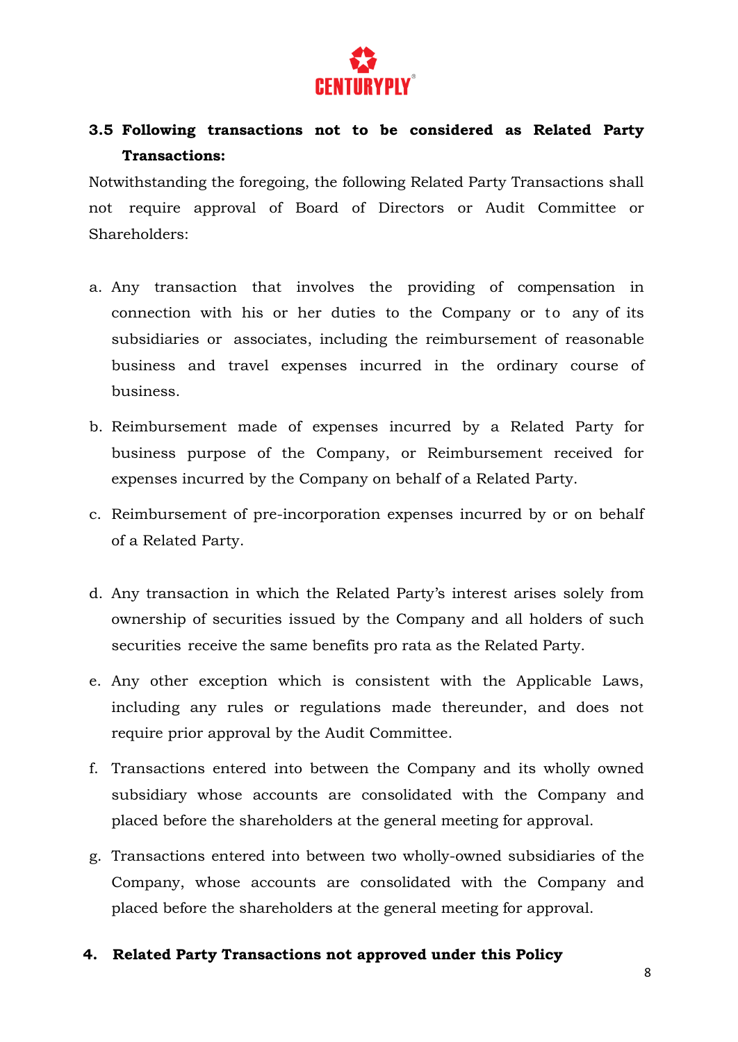### 3.5 Following transactions not to be considered as Related Party Transactions:

Notwithstanding the foregoing, the following Related Party Transactions shall not require approval of Board of Directors or Audit Committee or Shareholders:

a. Any transaction that involves the providing of compensation in connection with his or her duties to the Company or to any of its subsidiaries or associates, including the reimbursement of reasonable business and travel expenses incurred in the ordinary course of business.

b. Reimbursement made of expenses incurred by a Related Party for business purpose of the Company, or Reimbursement received for expenses incurred by the Company on behalf of a Related Party.

c. Reimbursement of pre-incorporation expenses incurred by or on behalf of a Related Party.

d. Any transaction in which the Related Party's interest arises solely from ownership of securities issued by the Company and all holders of such securities receive the same benefits pro rata as the Related Party.

e. Any other exception which is consistent with the Applicable Laws, including any rules or regulations made thereunder, and does not require prior approval by the Audit Committee.

f. Transactions entered into between the Company and its wholly owned subsidiary whose accounts are consolidated with the Company and placed before the shareholders at the general meeting for approval.

g. Transactions entered into between two wholly-owned subsidiaries of the Company, whose accounts are consolidated with the Company and placed before the shareholders at the general meeting for approval.

## 4. Related Party Transactions not approved under this Policy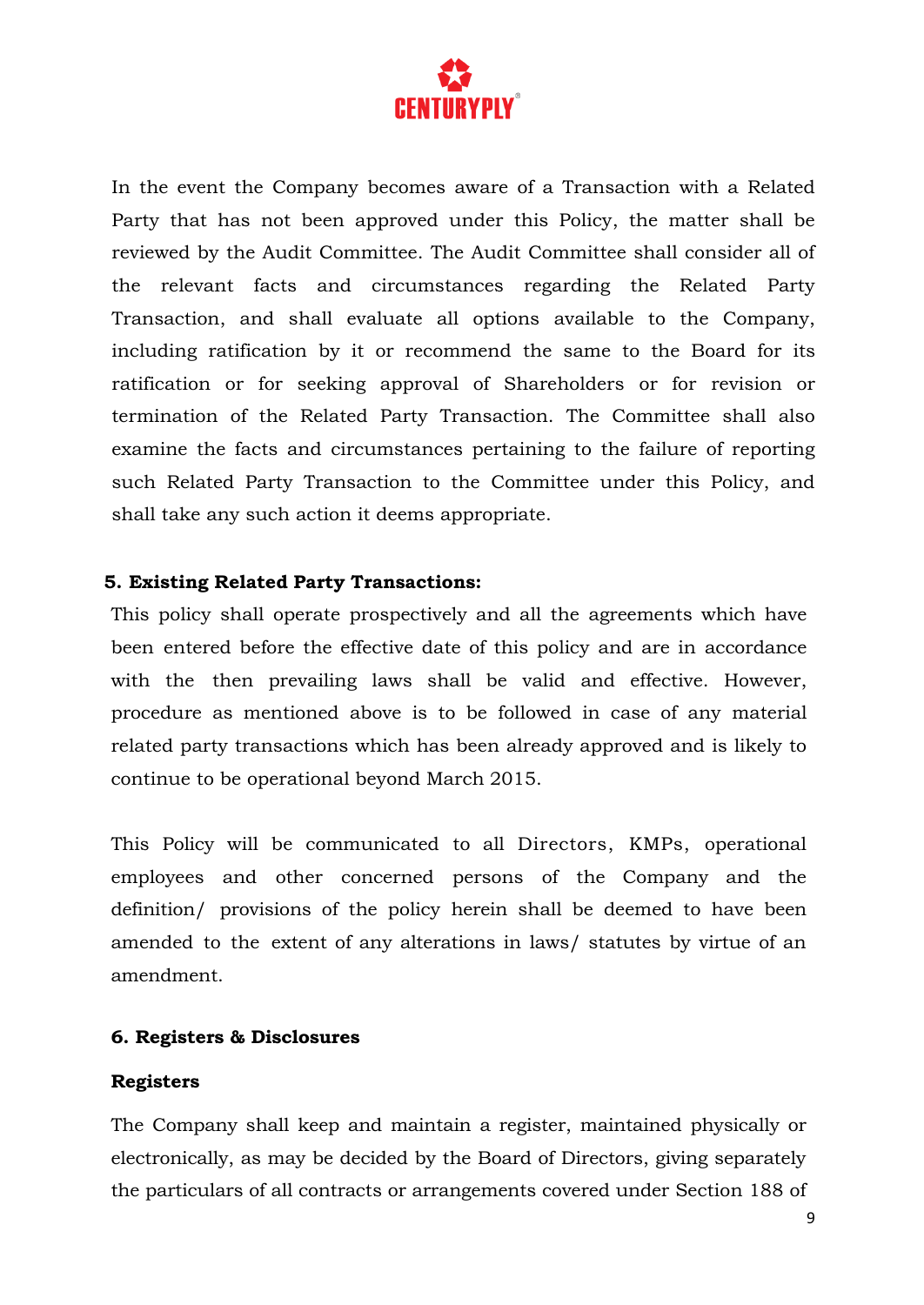In the event the Company becomes aware of a Transaction with a Related Party that has not been approved under this Policy, the matter shall be reviewed by the Audit Committee. The Audit Committee shall consider all of the relevant facts and circumstances regarding the Related Party Transaction, and shall evaluate all options available to the Company, including ratification by it or recommend the same to the Board for its ratification or for seeking approval of Shareholders or for revision or termination of the Related Party Transaction. The Committee shall also examine the facts and circumstances pertaining to the failure of reporting such Related Party Transaction to the Committee under this Policy, and shall take any such action it deems appropriate.

**5. Existing Related Party Transactions:**

This policy shall operate prospectively and all the agreements which have been entered before the effective date of this policy and are in accordance with the then prevailing laws shall be valid and effective. However, procedure as mentioned above is to be followed in case of any material related party transactions which has been already approved and is likely to continue to be operational beyond March 2015.

This Policy will be communicated to all Directors, KMPs, operational employees and other concerned persons of the Company and the definition/ provisions of the policy herein shall be deemed to have been amended to the extent of any alterations in laws/ statutes by virtue of an amendment.

**6. Registers & Disclosures**

**Registers**

The Company shall keep and maintain a register, maintained physically or electronically, as may be decided by the Board of Directors, giving separately the particulars of all contracts or arrangements covered under Section 188 of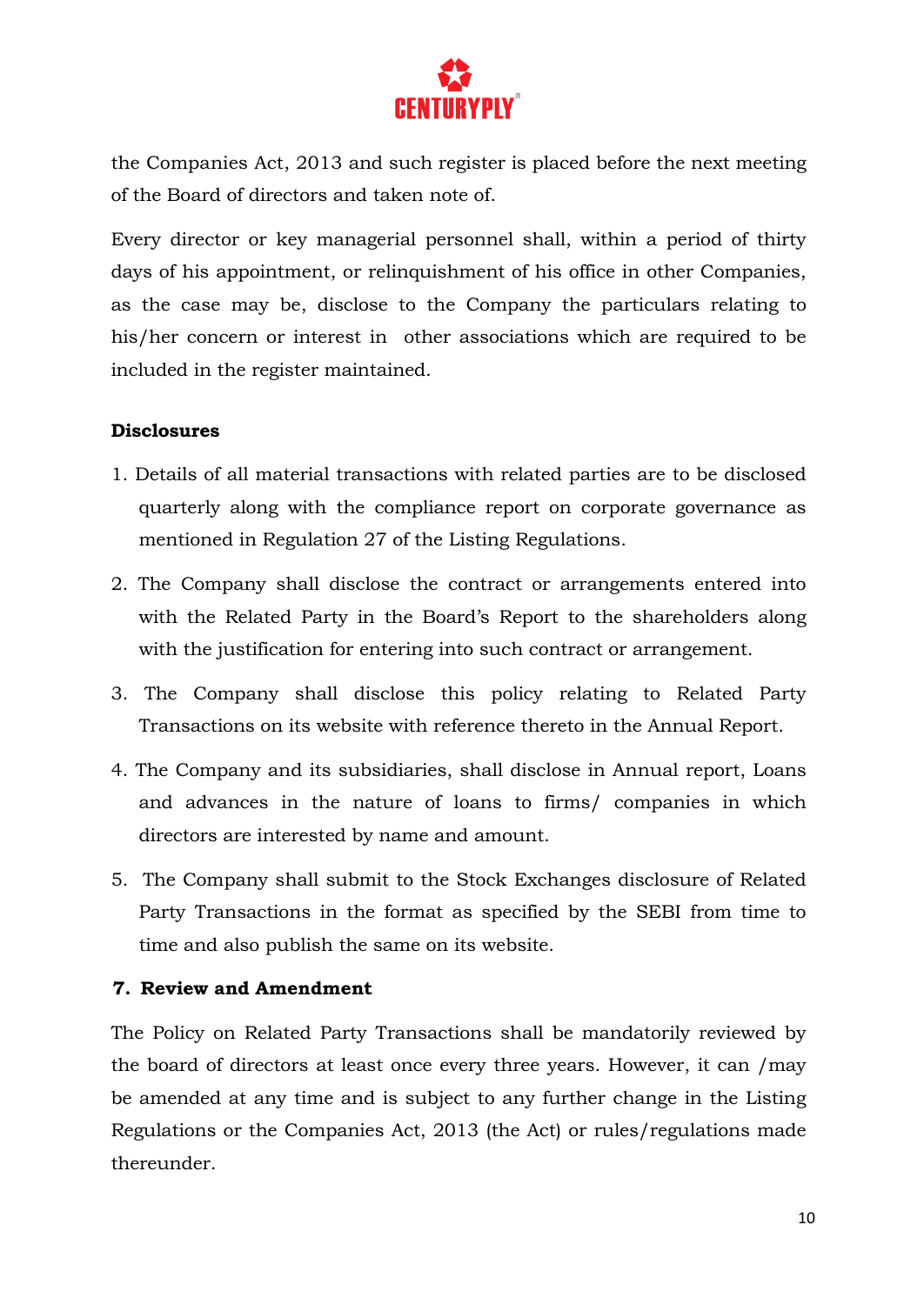the Companies Act, 2013 and such register is placed before the next meeting of the Board of directors and taken note of.

Every director or key managerial personnel shall, within a period of thirty days of his appointment, or relinquishment of his office in other Companies, as the case may be, disclose to the Company the particulars relating to his/her concern or interest in other associations which are required to be included in the register maintained.

**Disclosures**

1. Details of all material transactions with related parties are to be disclosed quarterly along with the compliance report on corporate governance as mentioned in Regulation 27 of the Listing Regulations.
2. The Company shall disclose the contract or arrangements entered into with the Related Party in the Board's Report to the shareholders along with the justification for entering into such contract or arrangement.
3. The Company shall disclose this policy relating to Related Party Transactions on its website with reference thereto in the Annual Report.
4. The Company and its subsidiaries, shall disclose in Annual report, Loans and advances in the nature of loans to firms/ companies in which directors are interested by name and amount.
5. The Company shall submit to the Stock Exchanges disclosure of Related Party Transactions in the format as specified by the SEBI from time to time and also publish the same on its website.

## 7. Review and Amendment

The Policy on Related Party Transactions shall be mandatorily reviewed by the board of directors at least once every three years. However, it can /may be amended at any time and is subject to any further change in the Listing Regulations or the Companies Act, 2013 (the Act) or rules/regulations made thereunder.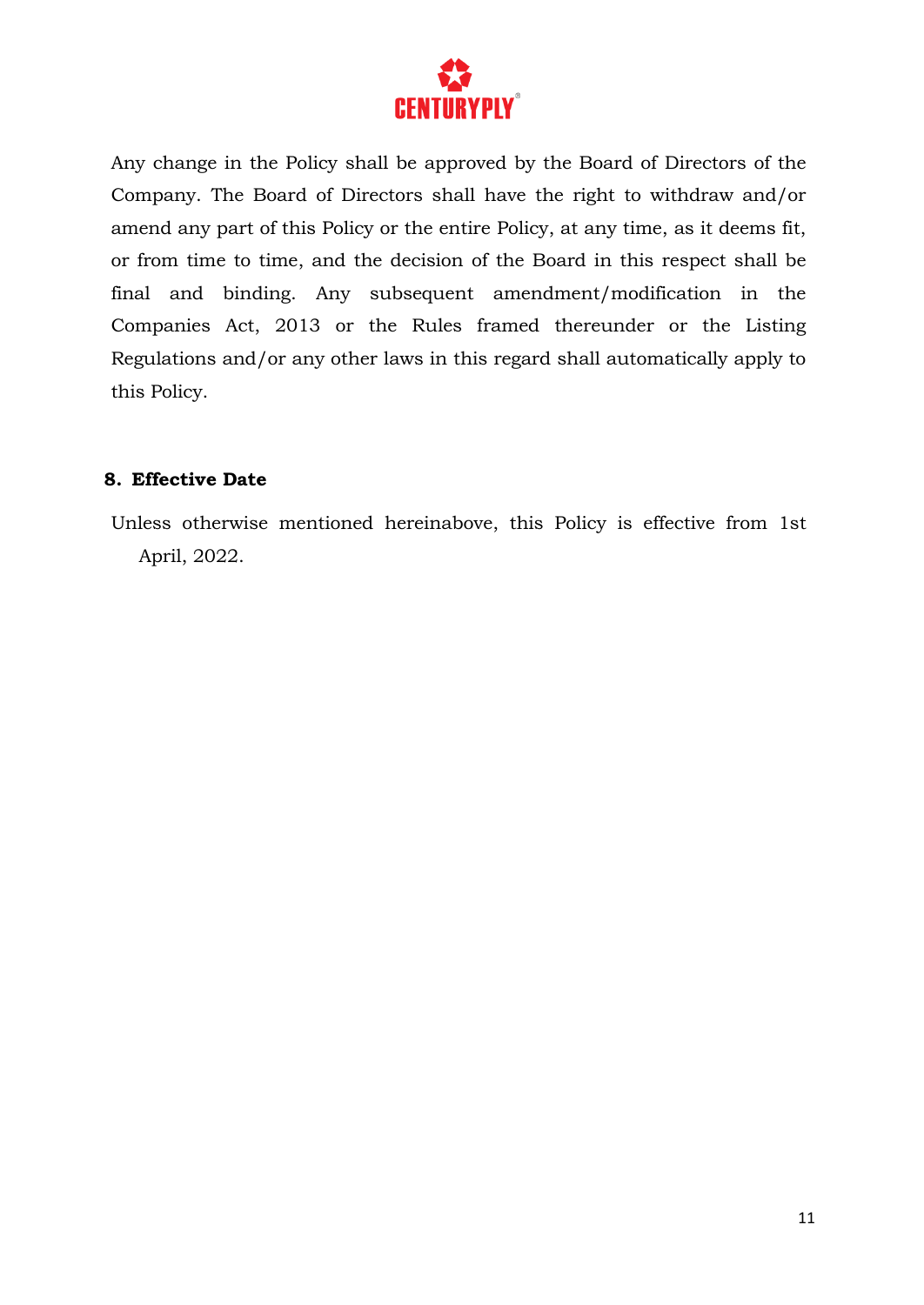Any change in the Policy shall be approved by the Board of Directors of the Company. The Board of Directors shall have the right to withdraw and/or amend any part of this Policy or the entire Policy, at any time, as it deems fit, or from time to time, and the decision of the Board in this respect shall be final and binding. Any subsequent amendment/modification in the Companies Act, 2013 or the Rules framed thereunder or the Listing Regulations and/or any other laws in this regard shall automatically apply to this Policy.

**8. Effective Date**

Unless otherwise mentioned hereinabove, this Policy is effective from 1st April, 2022.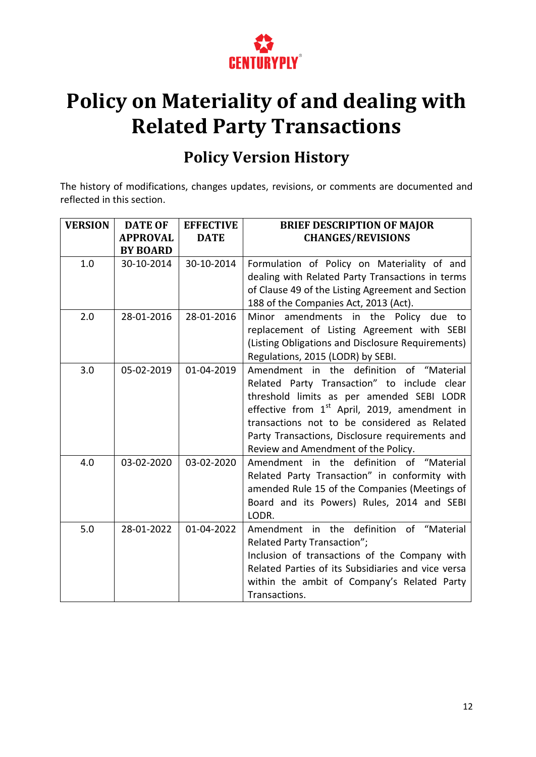# Policy on Materiality of and dealing with Related Party Transactions

## Policy Version History

The history of modifications, changes updates, revisions, or comments are documented and reflected in this section.

| VERSION | DATE OF APPROVAL BY BOARD | EFFECTIVE DATE | BRIEF DESCRIPTION OF MAJOR CHANGES/REVISIONS |
|---|---|---|---|
| 1.0 | 30-10-2014 | 30-10-2014 | Formulation of Policy on Materiality of and dealing with Related Party Transactions in terms of Clause 49 of the Listing Agreement and Section 188 of the Companies Act, 2013 (Act). |
| 2.0 | 28-01-2016 | 28-01-2016 | Minor amendments in the Policy due to replacement of Listing Agreement with SEBI (Listing Obligations and Disclosure Requirements) Regulations, 2015 (LODR) by SEBI. |
| 3.0 | 05-02-2019 | 01-04-2019 | Amendment in the definition of "Material Related Party Transaction" to include clear threshold limits as per amended SEBI LODR effective from 1st April, 2019, amendment in transactions not to be considered as Related Party Transactions, Disclosure requirements and Review and Amendment of the Policy. |
| 4.0 | 03-02-2020 | 03-02-2020 | Amendment in the definition of "Material Related Party Transaction" in conformity with amended Rule 15 of the Companies (Meetings of Board and its Powers) Rules, 2014 and SEBI LODR. |
| 5.0 | 28-01-2022 | 01-04-2022 | Amendment in the definition of "Material Related Party Transaction"; Inclusion of transactions of the Company with Related Parties of its Subsidiaries and vice versa within the ambit of Company's Related Party Transactions. |